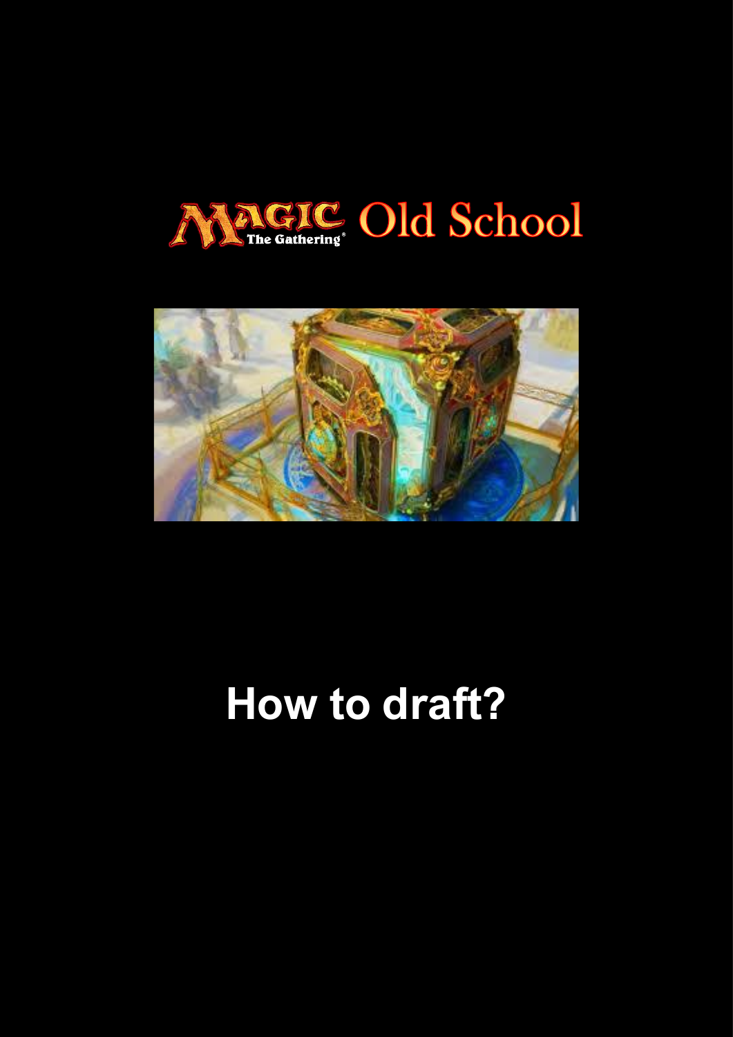# Magic The Gathering Old School

# How to draft?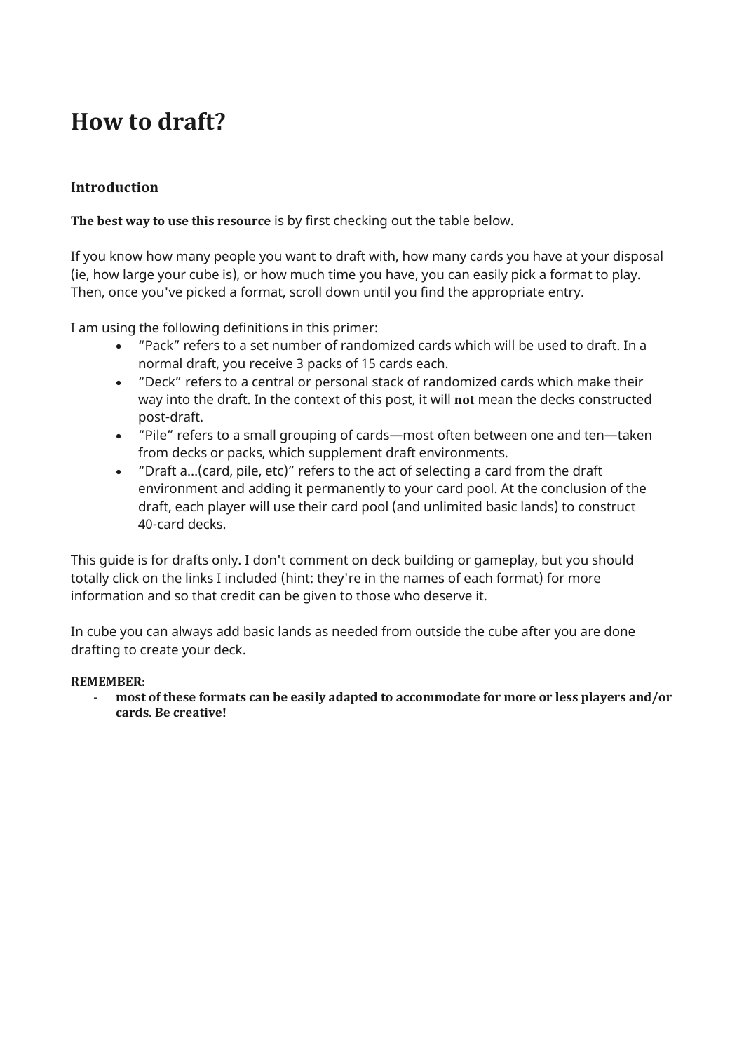# How to draft?

### Introduction

**The best way to use this resource** is by first checking out the table below.

If you know how many people you want to draft with, how many cards you have at your disposal (ie, how large your cube is), or how much time you have, you can easily pick a format to play. Then, once you've picked a format, scroll down until you find the appropriate entry.

I am using the following definitions in this primer:

- "Pack" refers to a set number of randomized cards which will be used to draft. In a normal draft, you receive 3 packs of 15 cards each.
- "Deck" refers to a central or personal stack of randomized cards which make their way into the draft. In the context of this post, it will **not** mean the decks constructed post-draft.
- "Pile" refers to a small grouping of cards—most often between one and ten—taken from decks or packs, which supplement draft environments.
- "Draft a...(card, pile, etc)" refers to the act of selecting a card from the draft environment and adding it permanently to your card pool. At the conclusion of the draft, each player will use their card pool (and unlimited basic lands) to construct 40-card decks.

This guide is for drafts only. I don't comment on deck building or gameplay, but you should totally click on the links I included (hint: they're in the names of each format) for more information and so that credit can be given to those who deserve it.

In cube you can always add basic lands as needed from outside the cube after you are done drafting to create your deck.

**REMEMBER:**

- **most of these formats can be easily adapted to accommodate for more or less players and/or cards. Be creative!**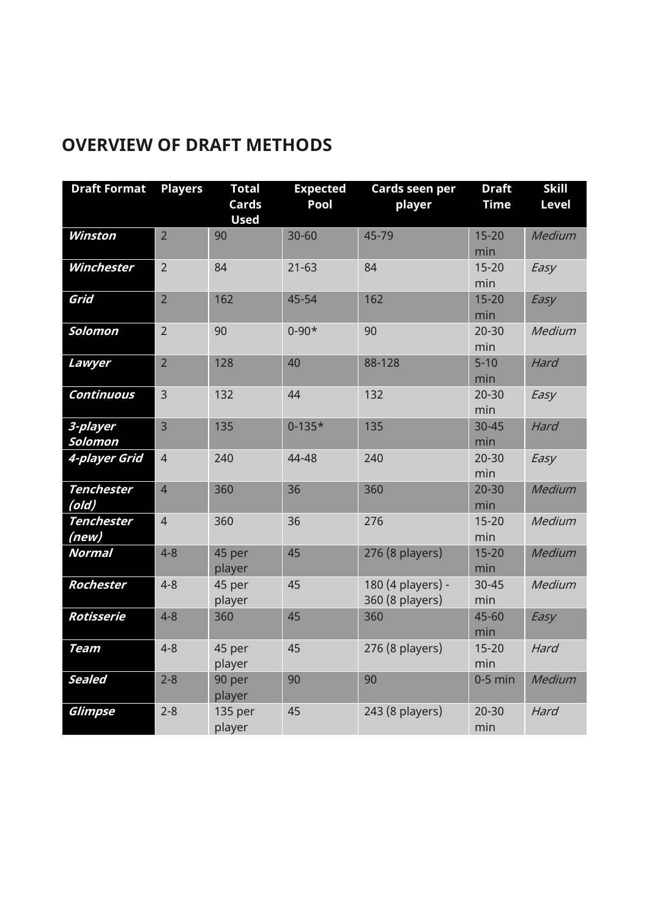## OVERVIEW OF DRAFT METHODS

| Draft Format | Players | Total Cards Used | Expected Pool | Cards seen per player | Draft Time | Skill Level |
|---|---|---|---|---|---|---|
| ***Winston*** | 2 | 90 | 30-60 | 45-79 | 15-20 min | *Medium* |
| ***Winchester*** | 2 | 84 | 21-63 | 84 | 15-20 min | *Easy* |
| ***Grid*** | 2 | 162 | 45-54 | 162 | 15-20 min | *Easy* |
| ***Solomon*** | 2 | 90 | 0-90* | 90 | 20-30 min | *Medium* |
| ***Lawyer*** | 2 | 128 | 40 | 88-128 | 5-10 min | *Hard* |
| ***Continuous*** | 3 | 132 | 44 | 132 | 20-30 min | *Easy* |
| ***3-player Solomon*** | 3 | 135 | 0-135* | 135 | 30-45 min | *Hard* |
| ***4-player Grid*** | 4 | 240 | 44-48 | 240 | 20-30 min | *Easy* |
| ***Tenchester (old)*** | 4 | 360 | 36 | 360 | 20-30 min | *Medium* |
| ***Tenchester (new)*** | 4 | 360 | 36 | 276 | 15-20 min | *Medium* |
| ***Normal*** | 4-8 | 45 per player | 45 | 276 (8 players) | 15-20 min | *Medium* |
| ***Rochester*** | 4-8 | 45 per player | 45 | 180 (4 players) - 360 (8 players) | 30-45 min | *Medium* |
| ***Rotisserie*** | 4-8 | 360 | 45 | 360 | 45-60 min | *Easy* |
| ***Team*** | 4-8 | 45 per player | 45 | 276 (8 players) | 15-20 min | *Hard* |
| ***Sealed*** | 2-8 | 90 per player | 90 | 90 | 0-5 min | *Medium* |
| ***Glimpse*** | 2-8 | 135 per player | 45 | 243 (8 players) | 20-30 min | *Hard* |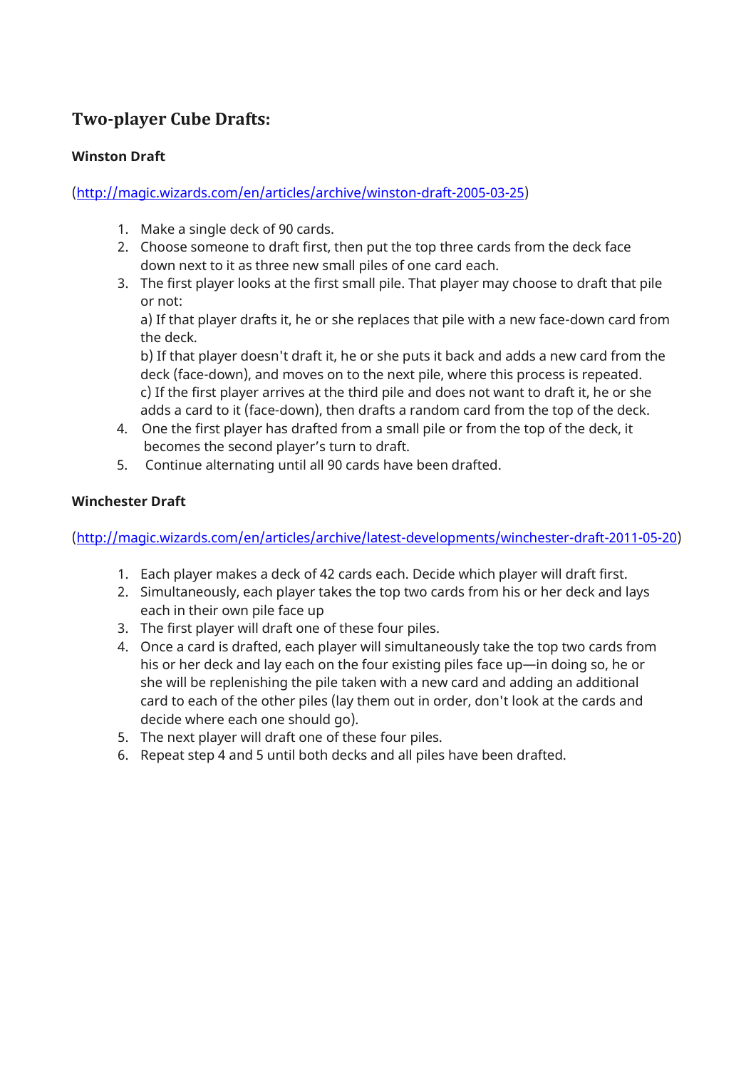## Two-player Cube Drafts:

### Winston Draft

([http://magic.wizards.com/en/articles/archive/winston-draft-2005-03-25](http://magic.wizards.com/en/articles/archive/winston-draft-2005-03-25))

1. Make a single deck of 90 cards.
2. Choose someone to draft first, then put the top three cards from the deck face down next to it as three new small piles of one card each.
3. The first player looks at the first small pile. That player may choose to draft that pile or not:
   a) If that player drafts it, he or she replaces that pile with a new face-down card from the deck.
   b) If that player doesn't draft it, he or she puts it back and adds a new card from the deck (face-down), and moves on to the next pile, where this process is repeated.
   c) If the first player arrives at the third pile and does not want to draft it, he or she adds a card to it (face-down), then drafts a random card from the top of the deck.
4. One the first player has drafted from a small pile or from the top of the deck, it becomes the second player's turn to draft.
5. Continue alternating until all 90 cards have been drafted.

### Winchester Draft

([http://magic.wizards.com/en/articles/archive/latest-developments/winchester-draft-2011-05-20](http://magic.wizards.com/en/articles/archive/latest-developments/winchester-draft-2011-05-20))

1. Each player makes a deck of 42 cards each. Decide which player will draft first.
2. Simultaneously, each player takes the top two cards from his or her deck and lays each in their own pile face up
3. The first player will draft one of these four piles.
4. Once a card is drafted, each player will simultaneously take the top two cards from his or her deck and lay each on the four existing piles face up—in doing so, he or she will be replenishing the pile taken with a new card and adding an additional card to each of the other piles (lay them out in order, don't look at the cards and decide where each one should go).
5. The next player will draft one of these four piles.
6. Repeat step 4 and 5 until both decks and all piles have been drafted.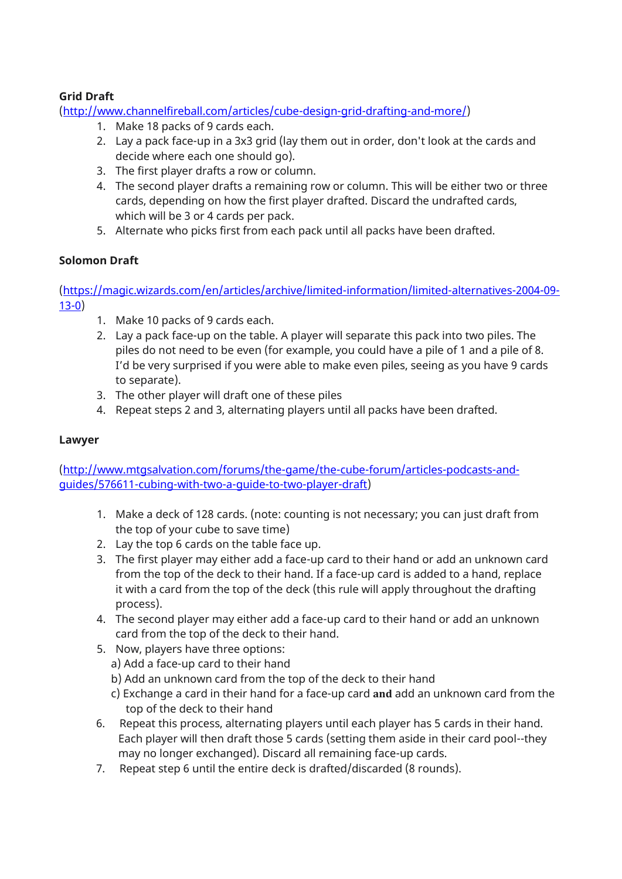**Grid Draft**

(http://www.channelfireball.com/articles/cube-design-grid-drafting-and-more/)

1. Make 18 packs of 9 cards each.
2. Lay a pack face-up in a 3x3 grid (lay them out in order, don't look at the cards and decide where each one should go).
3. The first player drafts a row or column.
4. The second player drafts a remaining row or column. This will be either two or three cards, depending on how the first player drafted. Discard the undrafted cards, which will be 3 or 4 cards per pack.
5. Alternate who picks first from each pack until all packs have been drafted.

**Solomon Draft**

(https://magic.wizards.com/en/articles/archive/limited-information/limited-alternatives-2004-09-13-0)

1. Make 10 packs of 9 cards each.
2. Lay a pack face-up on the table. A player will separate this pack into two piles. The piles do not need to be even (for example, you could have a pile of 1 and a pile of 8. I'd be very surprised if you were able to make even piles, seeing as you have 9 cards to separate).
3. The other player will draft one of these piles
4. Repeat steps 2 and 3, alternating players until all packs have been drafted.

**Lawyer**

(http://www.mtgsalvation.com/forums/the-game/the-cube-forum/articles-podcasts-and-guides/576611-cubing-with-two-a-guide-to-two-player-draft)

1. Make a deck of 128 cards. (note: counting is not necessary; you can just draft from the top of your cube to save time)
2. Lay the top 6 cards on the table face up.
3. The first player may either add a face-up card to their hand or add an unknown card from the top of the deck to their hand. If a face-up card is added to a hand, replace it with a card from the top of the deck (this rule will apply throughout the drafting process).
4. The second player may either add a face-up card to their hand or add an unknown card from the top of the deck to their hand.
5. Now, players have three options:
   a) Add a face-up card to their hand
   b) Add an unknown card from the top of the deck to their hand
   c) Exchange a card in their hand for a face-up card **and** add an unknown card from the top of the deck to their hand
6. Repeat this process, alternating players until each player has 5 cards in their hand. Each player will then draft those 5 cards (setting them aside in their card pool--they may no longer exchanged). Discard all remaining face-up cards.
7. Repeat step 6 until the entire deck is drafted/discarded (8 rounds).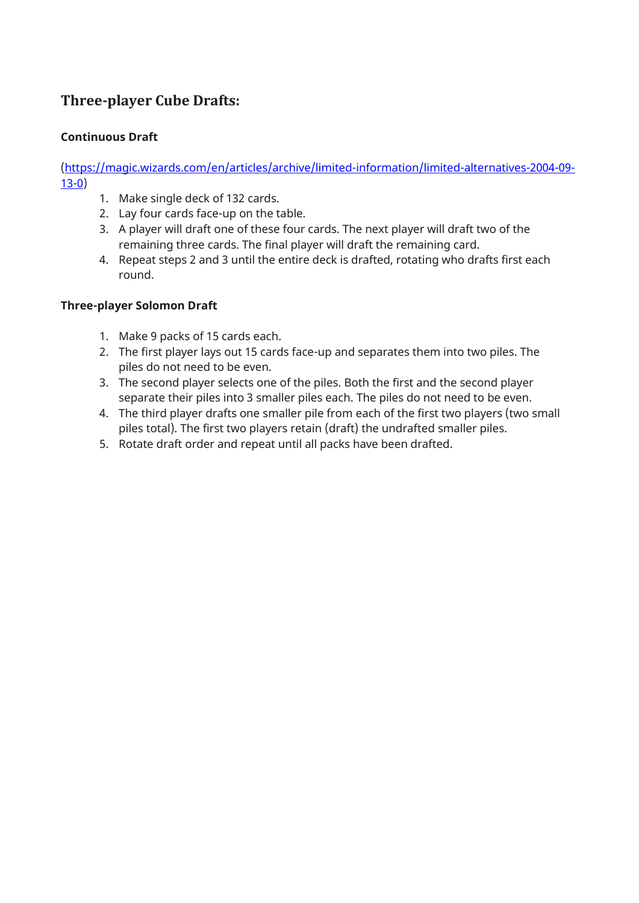## Three-player Cube Drafts:

### Continuous Draft

([https://magic.wizards.com/en/articles/archive/limited-information/limited-alternatives-2004-09-13-0](https://magic.wizards.com/en/articles/archive/limited-information/limited-alternatives-2004-09-13-0))

1. Make single deck of 132 cards.
2. Lay four cards face-up on the table.
3. A player will draft one of these four cards. The next player will draft two of the remaining three cards. The final player will draft the remaining card.
4. Repeat steps 2 and 3 until the entire deck is drafted, rotating who drafts first each round.

### Three-player Solomon Draft

1. Make 9 packs of 15 cards each.
2. The first player lays out 15 cards face-up and separates them into two piles. The piles do not need to be even.
3. The second player selects one of the piles. Both the first and the second player separate their piles into 3 smaller piles each. The piles do not need to be even.
4. The third player drafts one smaller pile from each of the first two players (two small piles total). The first two players retain (draft) the undrafted smaller piles.
5. Rotate draft order and repeat until all packs have been drafted.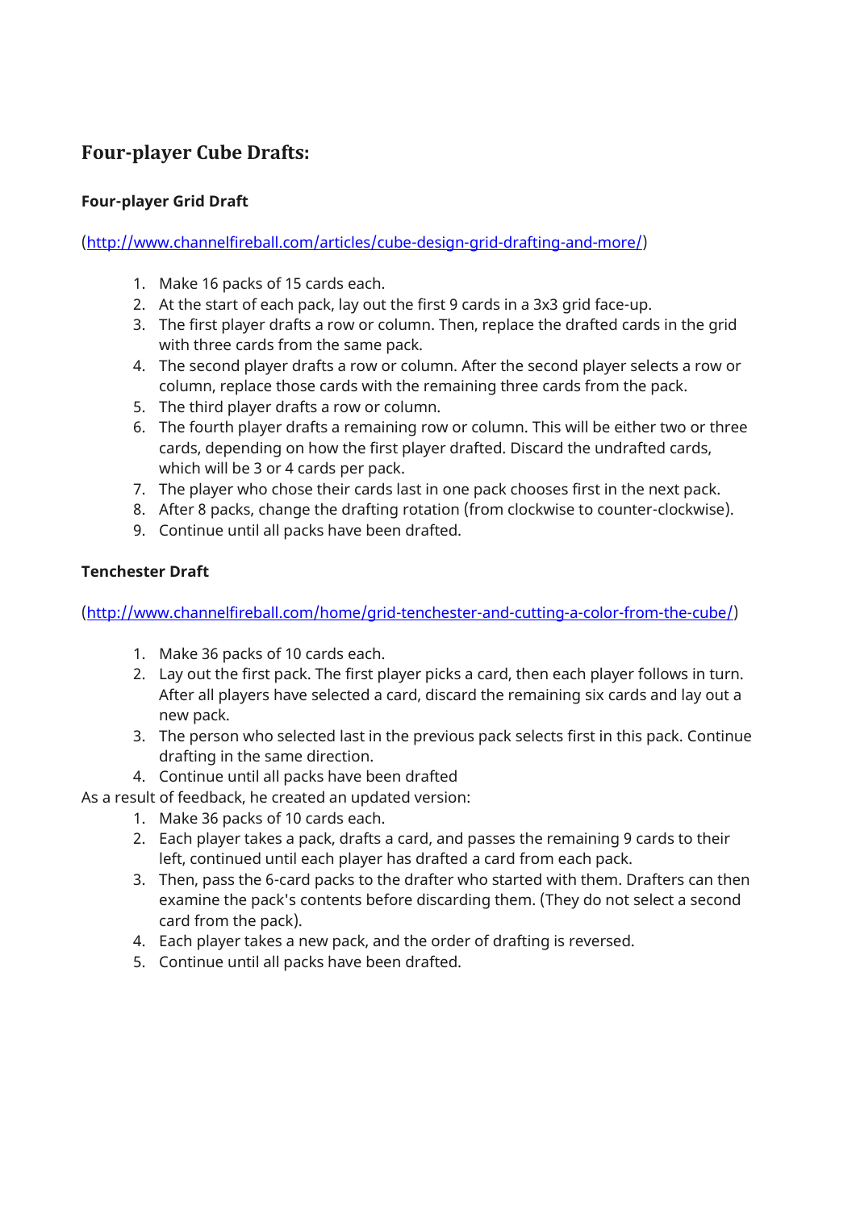## Four-player Cube Drafts:

### Four-player Grid Draft

([http://www.channelfireball.com/articles/cube-design-grid-drafting-and-more/](http://www.channelfireball.com/articles/cube-design-grid-drafting-and-more/))

1. Make 16 packs of 15 cards each.
2. At the start of each pack, lay out the first 9 cards in a 3x3 grid face-up.
3. The first player drafts a row or column. Then, replace the drafted cards in the grid with three cards from the same pack.
4. The second player drafts a row or column. After the second player selects a row or column, replace those cards with the remaining three cards from the pack.
5. The third player drafts a row or column.
6. The fourth player drafts a remaining row or column. This will be either two or three cards, depending on how the first player drafted. Discard the undrafted cards, which will be 3 or 4 cards per pack.
7. The player who chose their cards last in one pack chooses first in the next pack.
8. After 8 packs, change the drafting rotation (from clockwise to counter-clockwise).
9. Continue until all packs have been drafted.

### Tenchester Draft

([http://www.channelfireball.com/home/grid-tenchester-and-cutting-a-color-from-the-cube/](http://www.channelfireball.com/home/grid-tenchester-and-cutting-a-color-from-the-cube/))

1. Make 36 packs of 10 cards each.
2. Lay out the first pack. The first player picks a card, then each player follows in turn. After all players have selected a card, discard the remaining six cards and lay out a new pack.
3. The person who selected last in the previous pack selects first in this pack. Continue drafting in the same direction.
4. Continue until all packs have been drafted

As a result of feedback, he created an updated version:

1. Make 36 packs of 10 cards each.
2. Each player takes a pack, drafts a card, and passes the remaining 9 cards to their left, continued until each player has drafted a card from each pack.
3. Then, pass the 6-card packs to the drafter who started with them. Drafters can then examine the pack's contents before discarding them. (They do not select a second card from the pack).
4. Each player takes a new pack, and the order of drafting is reversed.
5. Continue until all packs have been drafted.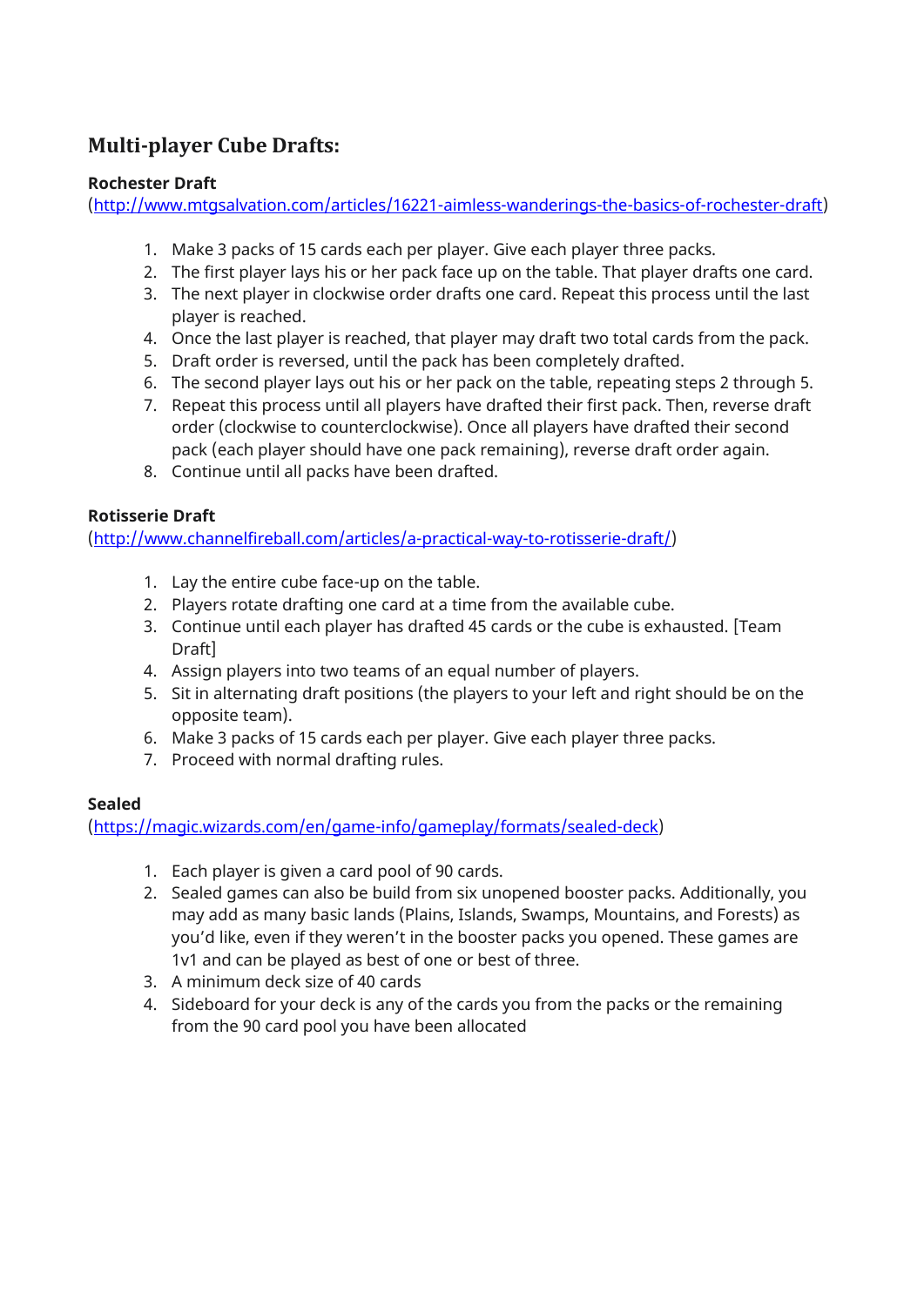## Multi-player Cube Drafts:

**Rochester Draft**
(http://www.mtgsalvation.com/articles/16221-aimless-wanderings-the-basics-of-rochester-draft)

1. Make 3 packs of 15 cards each per player. Give each player three packs.
2. The first player lays his or her pack face up on the table. That player drafts one card.
3. The next player in clockwise order drafts one card. Repeat this process until the last player is reached.
4. Once the last player is reached, that player may draft two total cards from the pack.
5. Draft order is reversed, until the pack has been completely drafted.
6. The second player lays out his or her pack on the table, repeating steps 2 through 5.
7. Repeat this process until all players have drafted their first pack. Then, reverse draft order (clockwise to counterclockwise). Once all players have drafted their second pack (each player should have one pack remaining), reverse draft order again.
8. Continue until all packs have been drafted.

**Rotisserie Draft**
(http://www.channelfireball.com/articles/a-practical-way-to-rotisserie-draft/)

1. Lay the entire cube face-up on the table.
2. Players rotate drafting one card at a time from the available cube.
3. Continue until each player has drafted 45 cards or the cube is exhausted. [Team Draft]
4. Assign players into two teams of an equal number of players.
5. Sit in alternating draft positions (the players to your left and right should be on the opposite team).
6. Make 3 packs of 15 cards each per player. Give each player three packs.
7. Proceed with normal drafting rules.

**Sealed**
(https://magic.wizards.com/en/game-info/gameplay/formats/sealed-deck)

1. Each player is given a card pool of 90 cards.
2. Sealed games can also be build from six unopened booster packs. Additionally, you may add as many basic lands (Plains, Islands, Swamps, Mountains, and Forests) as you'd like, even if they weren't in the booster packs you opened. These games are 1v1 and can be played as best of one or best of three.
3. A minimum deck size of 40 cards
4. Sideboard for your deck is any of the cards you from the packs or the remaining from the 90 card pool you have been allocated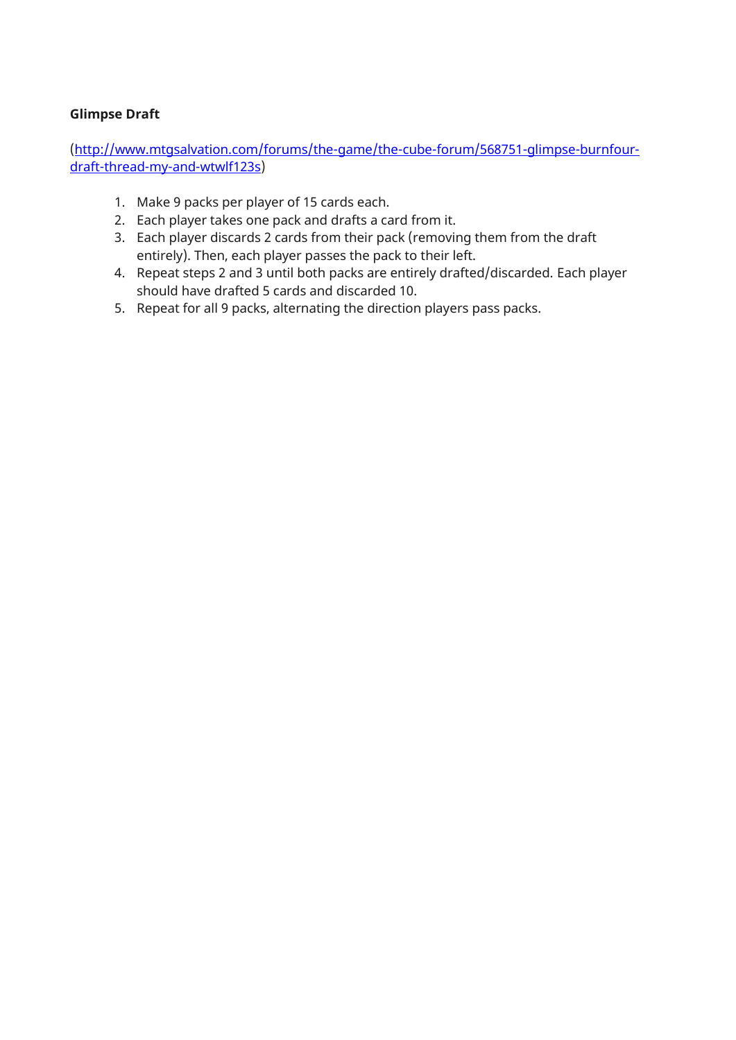**Glimpse Draft**

([http://www.mtgsalvation.com/forums/the-game/the-cube-forum/568751-glimpse-burnfour-draft-thread-my-and-wtwlf123s](http://www.mtgsalvation.com/forums/the-game/the-cube-forum/568751-glimpse-burnfour-draft-thread-my-and-wtwlf123s))

1. Make 9 packs per player of 15 cards each.
2. Each player takes one pack and drafts a card from it.
3. Each player discards 2 cards from their pack (removing them from the draft entirely). Then, each player passes the pack to their left.
4. Repeat steps 2 and 3 until both packs are entirely drafted/discarded. Each player should have drafted 5 cards and discarded 10.
5. Repeat for all 9 packs, alternating the direction players pass packs.